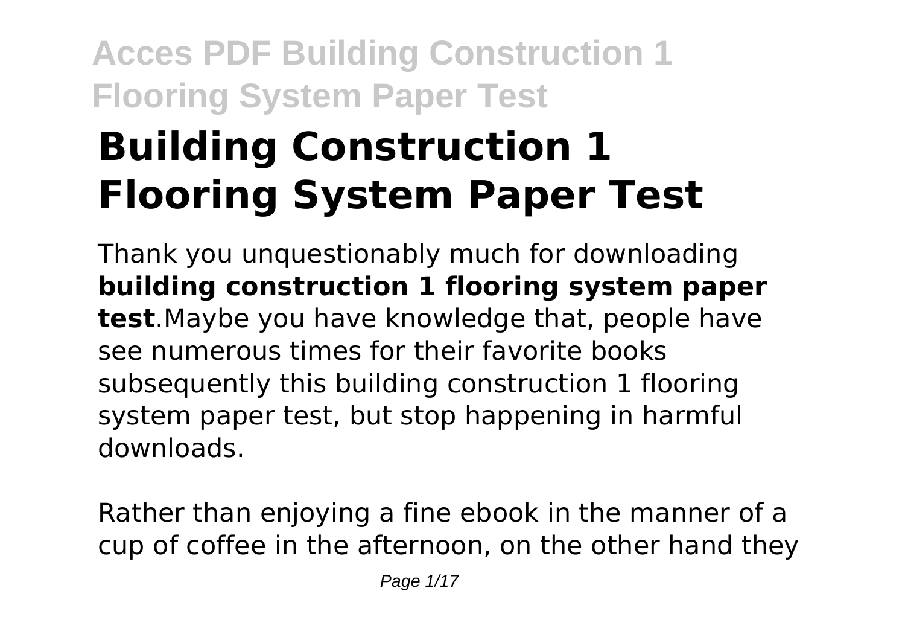# Building Construction 1 Flooring System Paper Test

Thank you unquestionably much for downloading **building construction 1 flooring system paper test**.Maybe you have knowledge that, people have see numerous times for their favorite books subsequently this building construction 1 flooring system paper test, but stop happening in harmful downloads.

Rather than enjoying a fine ebook in the manner of a cup of coffee in the afternoon, on the other hand they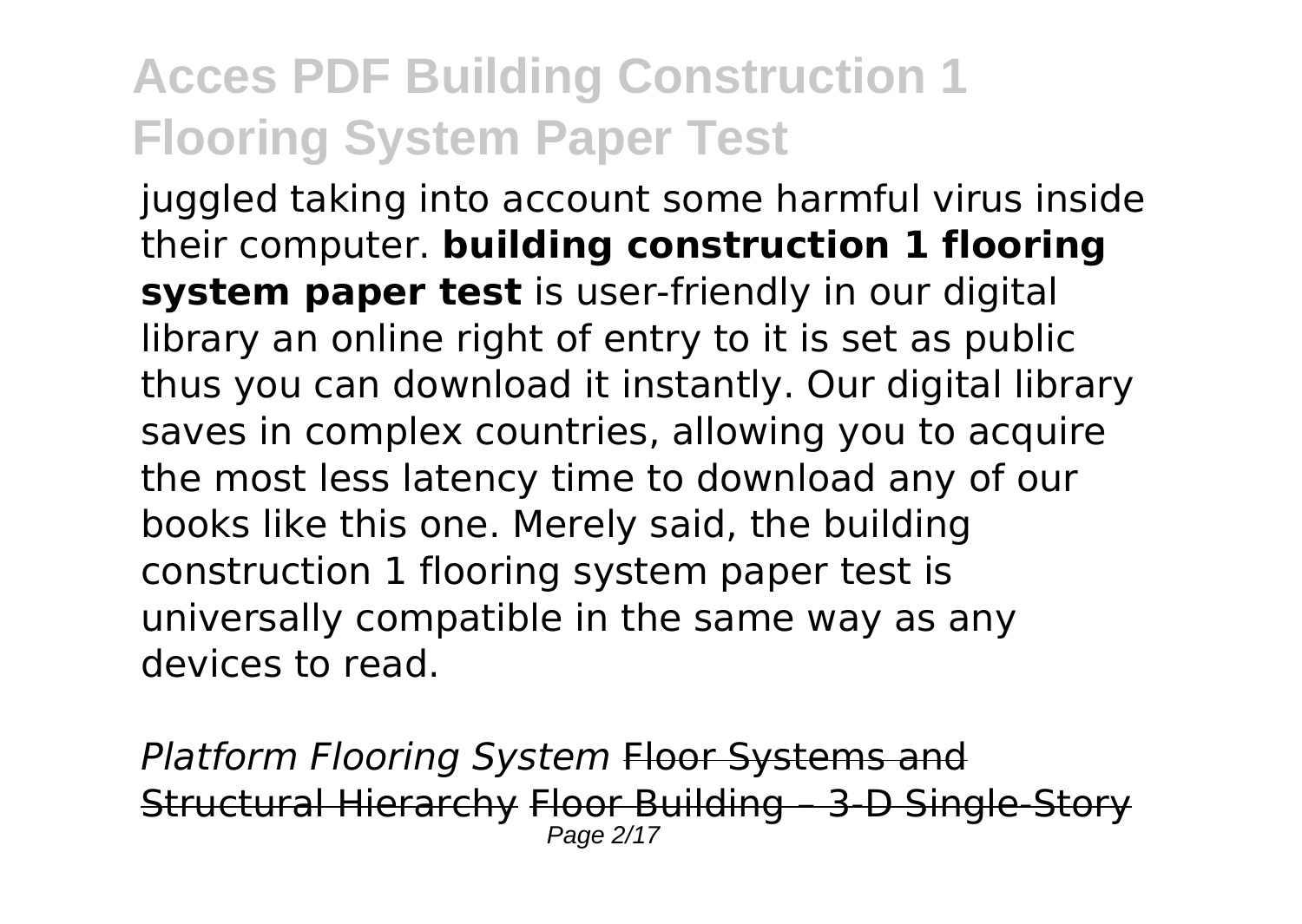juggled taking into account some harmful virus inside their computer. **building construction 1 flooring system paper test** is user-friendly in our digital library an online right of entry to it is set as public thus you can download it instantly. Our digital library saves in complex countries, allowing you to acquire the most less latency time to download any of our books like this one. Merely said, the building construction 1 flooring system paper test is universally compatible in the same way as any devices to read.

*Platform Flooring System* ~~Floor Systems and Structural Hierarchy~~ ~~Floor Building – 3-D Single-Story~~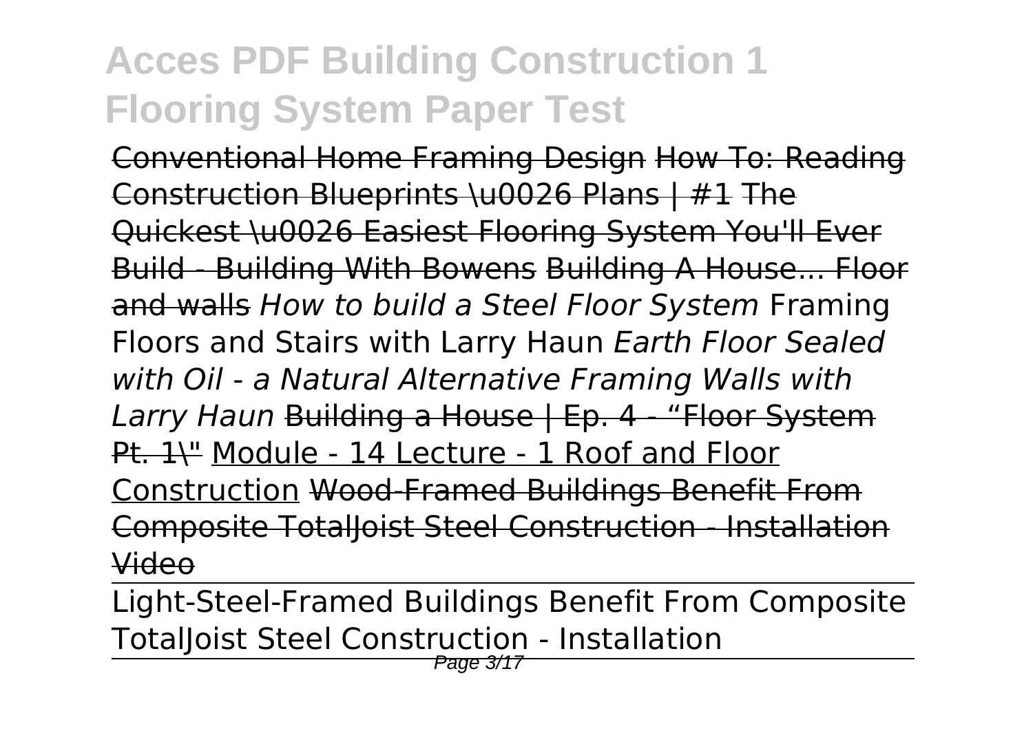Conventional Home Framing Design How To: Reading Construction Blueprints \u0026 Plans | #1 The Quickest \u0026 Easiest Flooring System You'll Ever Build - Building With Bowens Building A House... Floor and walls *How to build a Steel Floor System* Framing Floors and Stairs with Larry Haun *Earth Floor Sealed with Oil - a Natural Alternative Framing Walls with Larry Haun* Building a House | Ep. 4 - "Floor System Pt. 1\" Module - 14 Lecture - 1 Roof and Floor Construction Wood-Framed Buildings Benefit From Composite TotalJoist Steel Construction - Installation Video

Light-Steel-Framed Buildings Benefit From Composite TotalJoist Steel Construction - Installation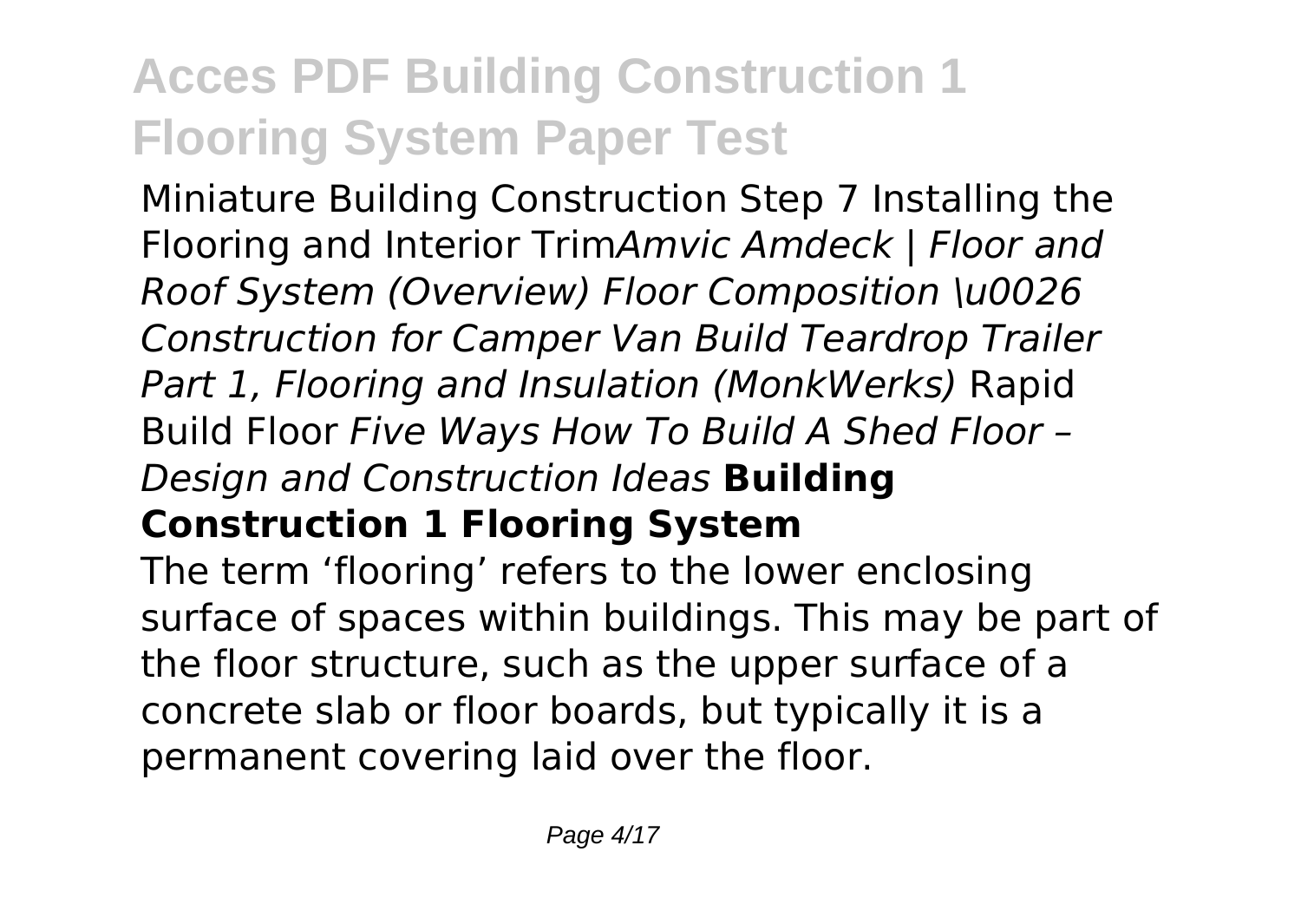Miniature Building Construction Step 7 Installing the Flooring and Interior Trim*Amvic Amdeck | Floor and Roof System (Overview) Floor Composition \u0026 Construction for Camper Van Build Teardrop Trailer Part 1, Flooring and Insulation (MonkWerks)* Rapid Build Floor *Five Ways How To Build A Shed Floor – Design and Construction Ideas* **Building Construction 1 Flooring System**

The term 'flooring' refers to the lower enclosing surface of spaces within buildings. This may be part of the floor structure, such as the upper surface of a concrete slab or floor boards, but typically it is a permanent covering laid over the floor.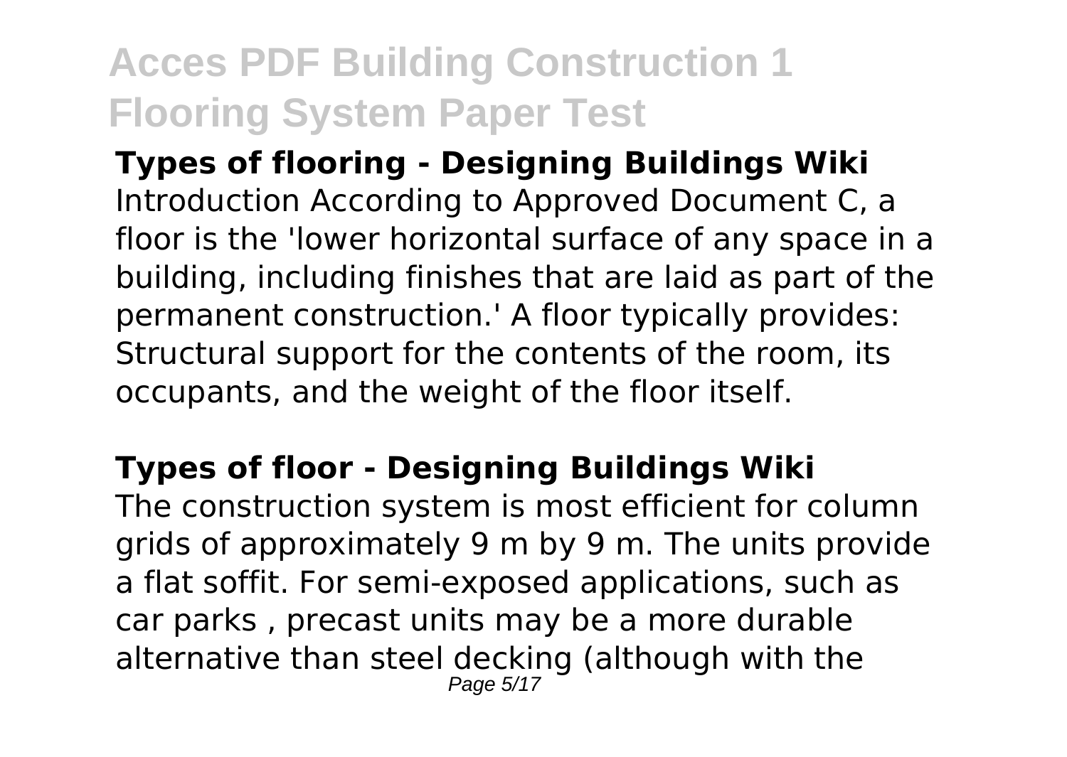**Types of flooring - Designing Buildings Wiki**
Introduction According to Approved Document C, a floor is the 'lower horizontal surface of any space in a building, including finishes that are laid as part of the permanent construction.' A floor typically provides: Structural support for the contents of the room, its occupants, and the weight of the floor itself.

**Types of floor - Designing Buildings Wiki**
The construction system is most efficient for column grids of approximately 9 m by 9 m. The units provide a flat soffit. For semi-exposed applications, such as car parks , precast units may be a more durable alternative than steel decking (although with the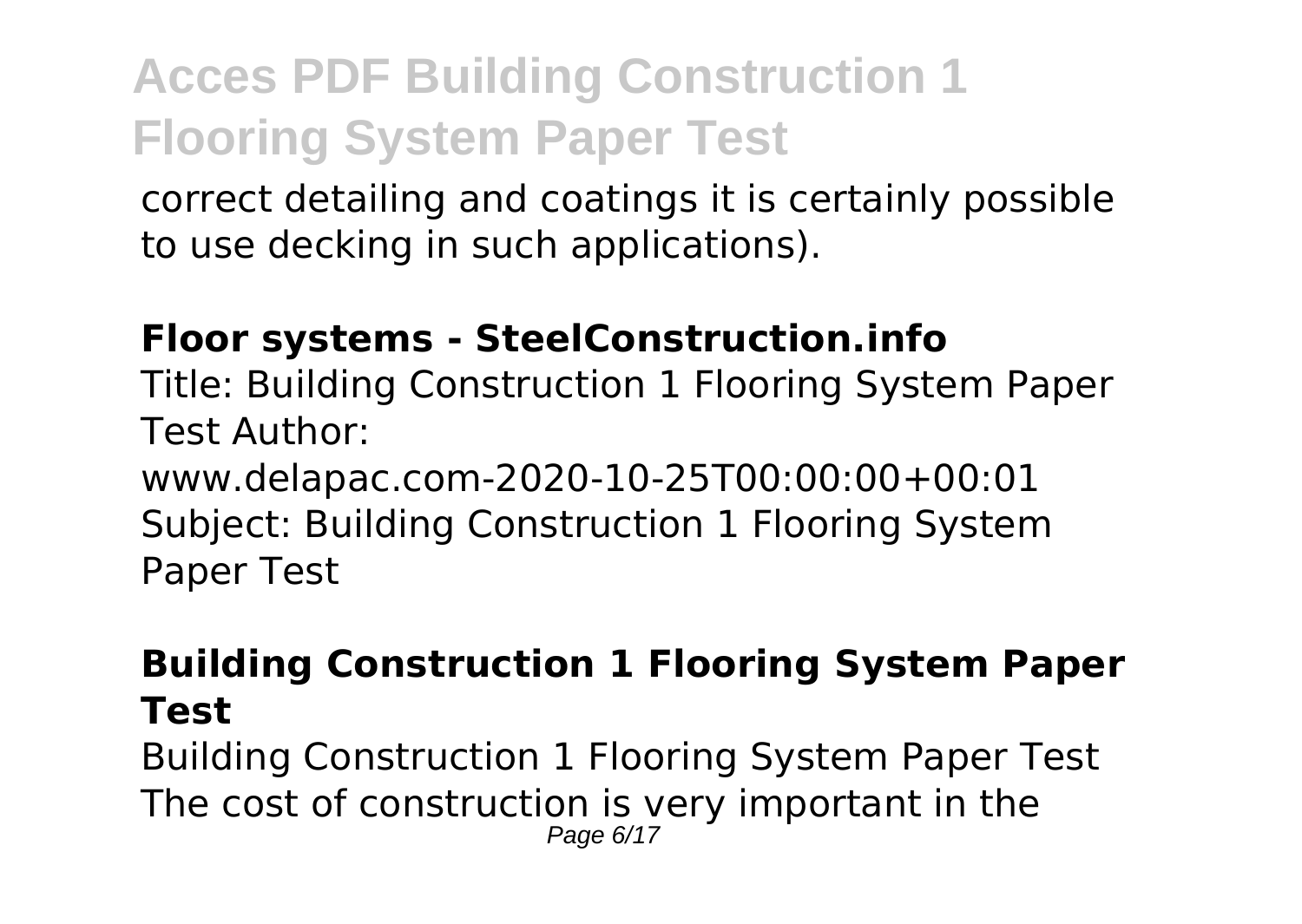correct detailing and coatings it is certainly possible to use decking in such applications).

**Floor systems - SteelConstruction.info**

Title: Building Construction 1 Flooring System Paper Test Author: www.delapac.com-2020-10-25T00:00:00+00:01 Subject: Building Construction 1 Flooring System Paper Test

**Building Construction 1 Flooring System Paper Test**

Building Construction 1 Flooring System Paper Test The cost of construction is very important in the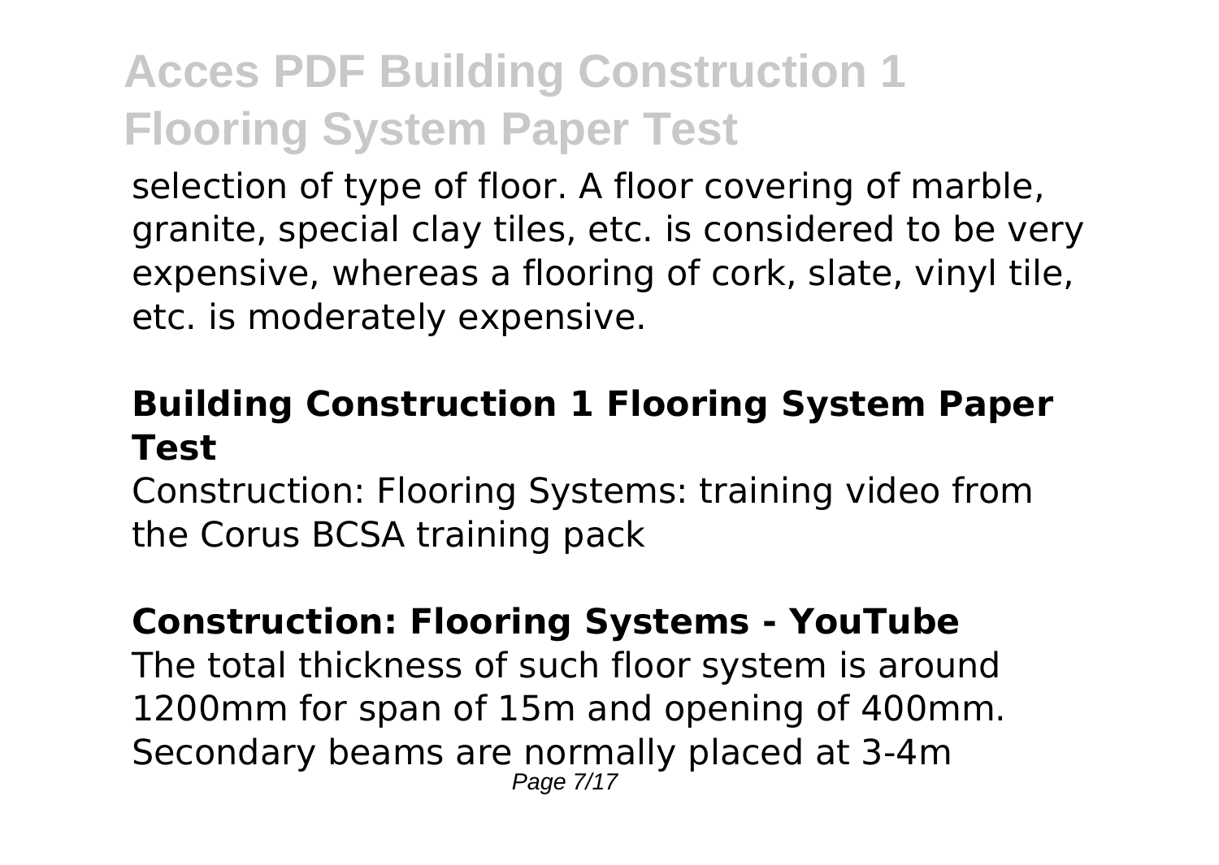selection of type of floor. A floor covering of marble, granite, special clay tiles, etc. is considered to be very expensive, whereas a flooring of cork, slate, vinyl tile, etc. is moderately expensive.

### Building Construction 1 Flooring System Paper Test

Construction: Flooring Systems: training video from the Corus BCSA training pack

### Construction: Flooring Systems - YouTube

The total thickness of such floor system is around 1200mm for span of 15m and opening of 400mm. Secondary beams are normally placed at 3-4m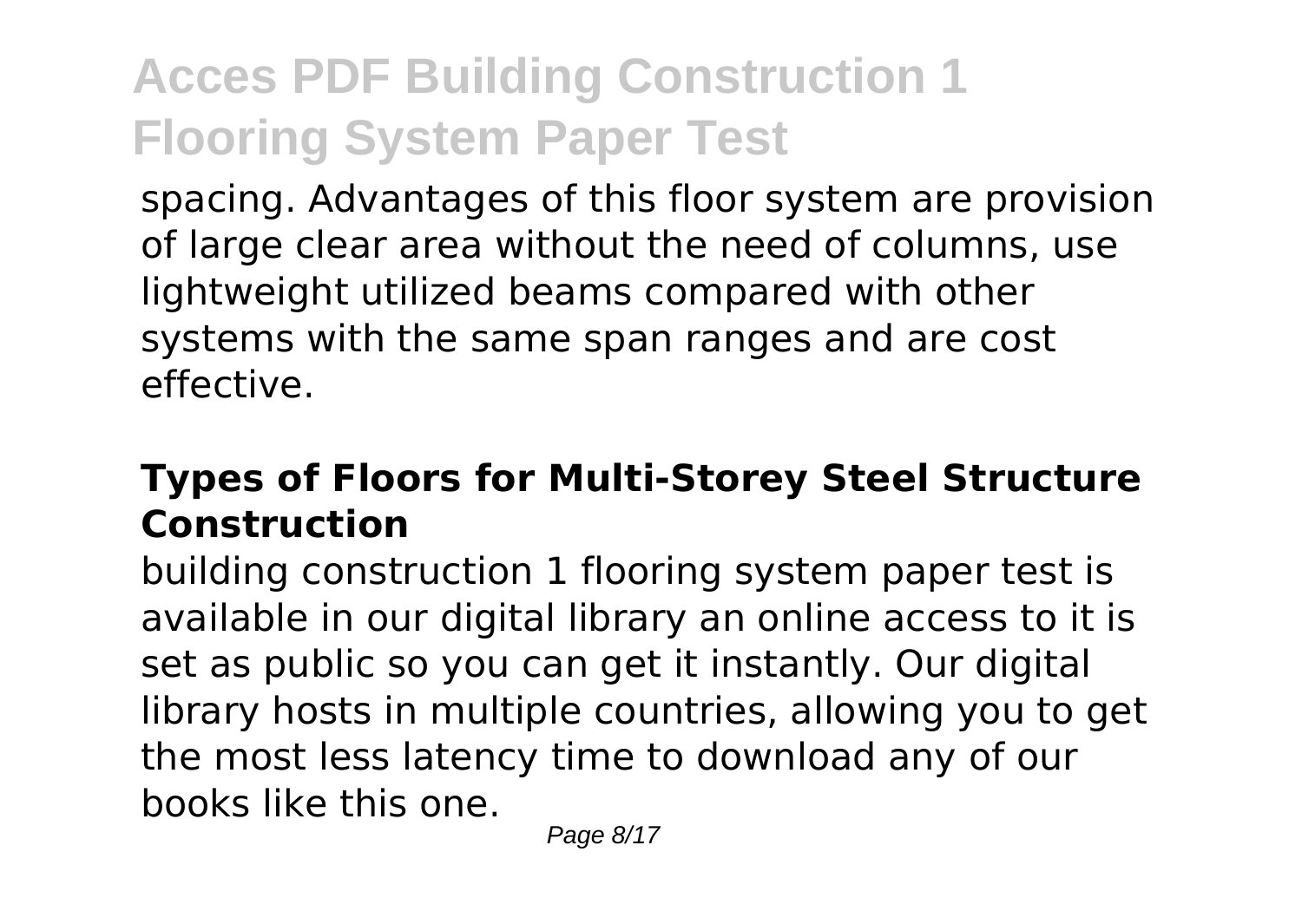spacing. Advantages of this floor system are provision of large clear area without the need of columns, use lightweight utilized beams compared with other systems with the same span ranges and are cost effective.

## Types of Floors for Multi-Storey Steel Structure Construction

building construction 1 flooring system paper test is available in our digital library an online access to it is set as public so you can get it instantly. Our digital library hosts in multiple countries, allowing you to get the most less latency time to download any of our books like this one.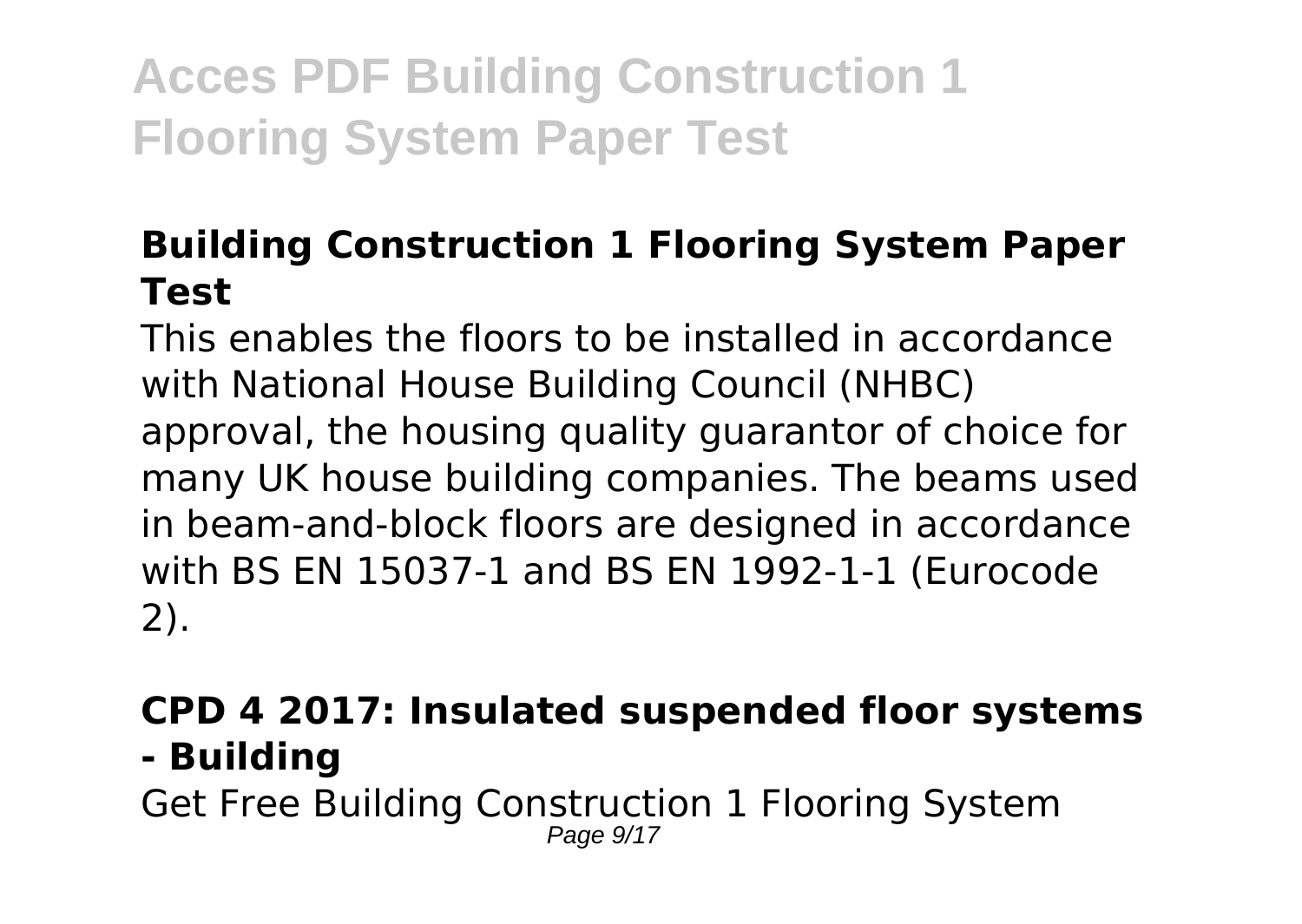### Building Construction 1 Flooring System Paper Test

This enables the floors to be installed in accordance with National House Building Council (NHBC) approval, the housing quality guarantor of choice for many UK house building companies. The beams used in beam-and-block floors are designed in accordance with BS EN 15037-1 and BS EN 1992-1-1 (Eurocode 2).

### CPD 4 2017: Insulated suspended floor systems - Building

Get Free Building Construction 1 Flooring System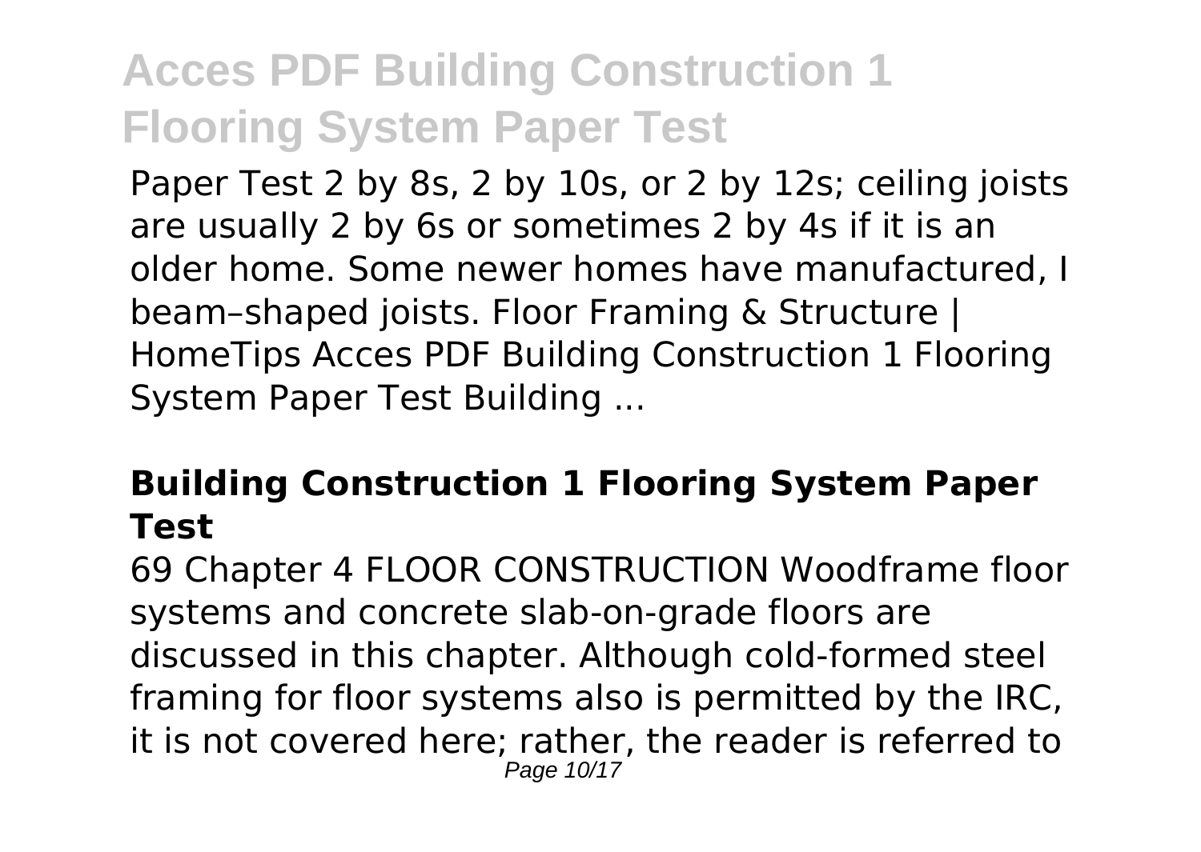Paper Test 2 by 8s, 2 by 10s, or 2 by 12s; ceiling joists are usually 2 by 6s or sometimes 2 by 4s if it is an older home. Some newer homes have manufactured, I beam–shaped joists. Floor Framing & Structure | HomeTips Acces PDF Building Construction 1 Flooring System Paper Test Building ...

### Building Construction 1 Flooring System Paper Test

69 Chapter 4 FLOOR CONSTRUCTION Woodframe floor systems and concrete slab-on-grade floors are discussed in this chapter. Although cold-formed steel framing for floor systems also is permitted by the IRC, it is not covered here; rather, the reader is referred to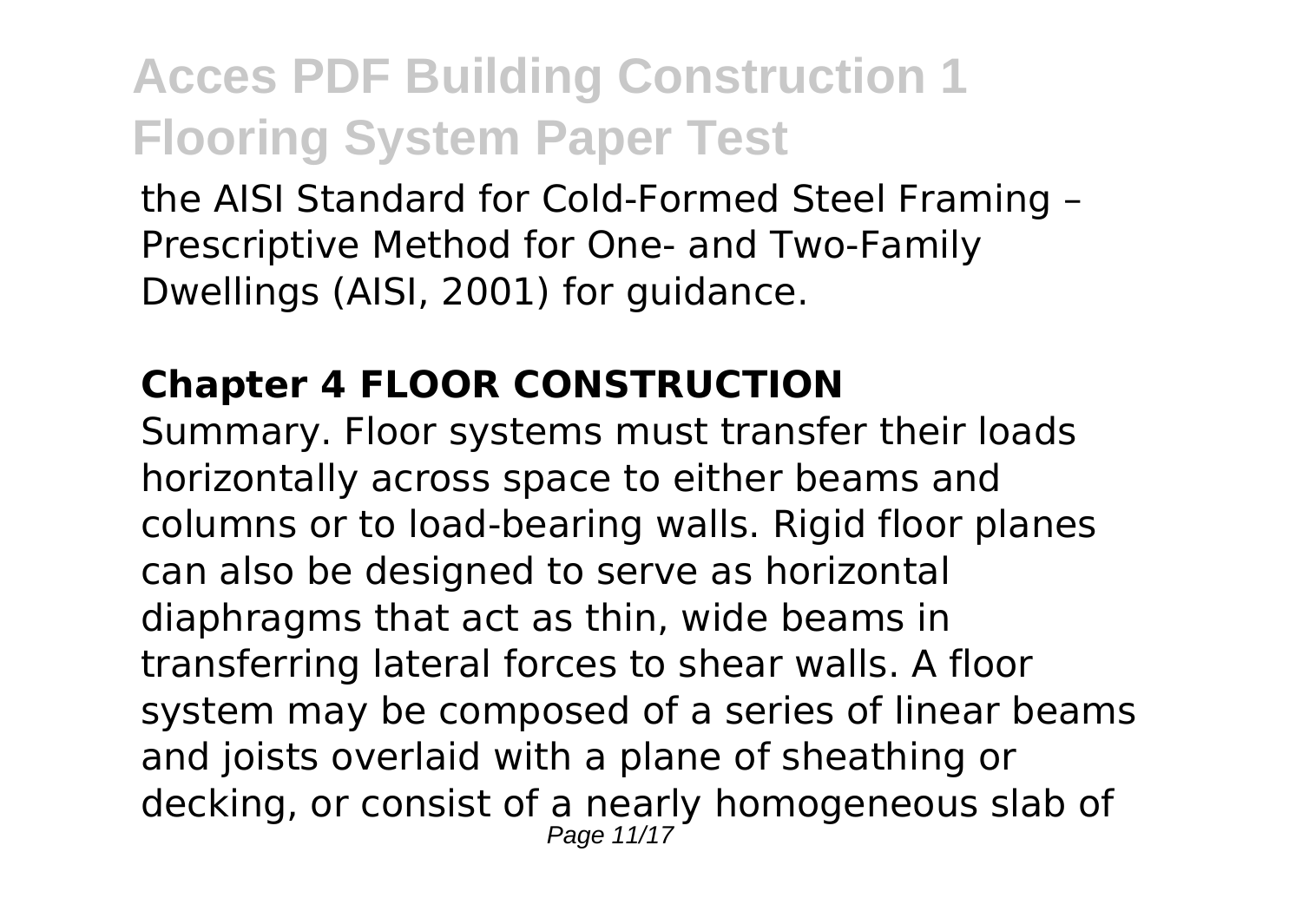the AISI Standard for Cold-Formed Steel Framing – Prescriptive Method for One- and Two-Family Dwellings (AISI, 2001) for guidance.

## Chapter 4 FLOOR CONSTRUCTION

Summary. Floor systems must transfer their loads horizontally across space to either beams and columns or to load-bearing walls. Rigid floor planes can also be designed to serve as horizontal diaphragms that act as thin, wide beams in transferring lateral forces to shear walls. A floor system may be composed of a series of linear beams and joists overlaid with a plane of sheathing or decking, or consist of a nearly homogeneous slab of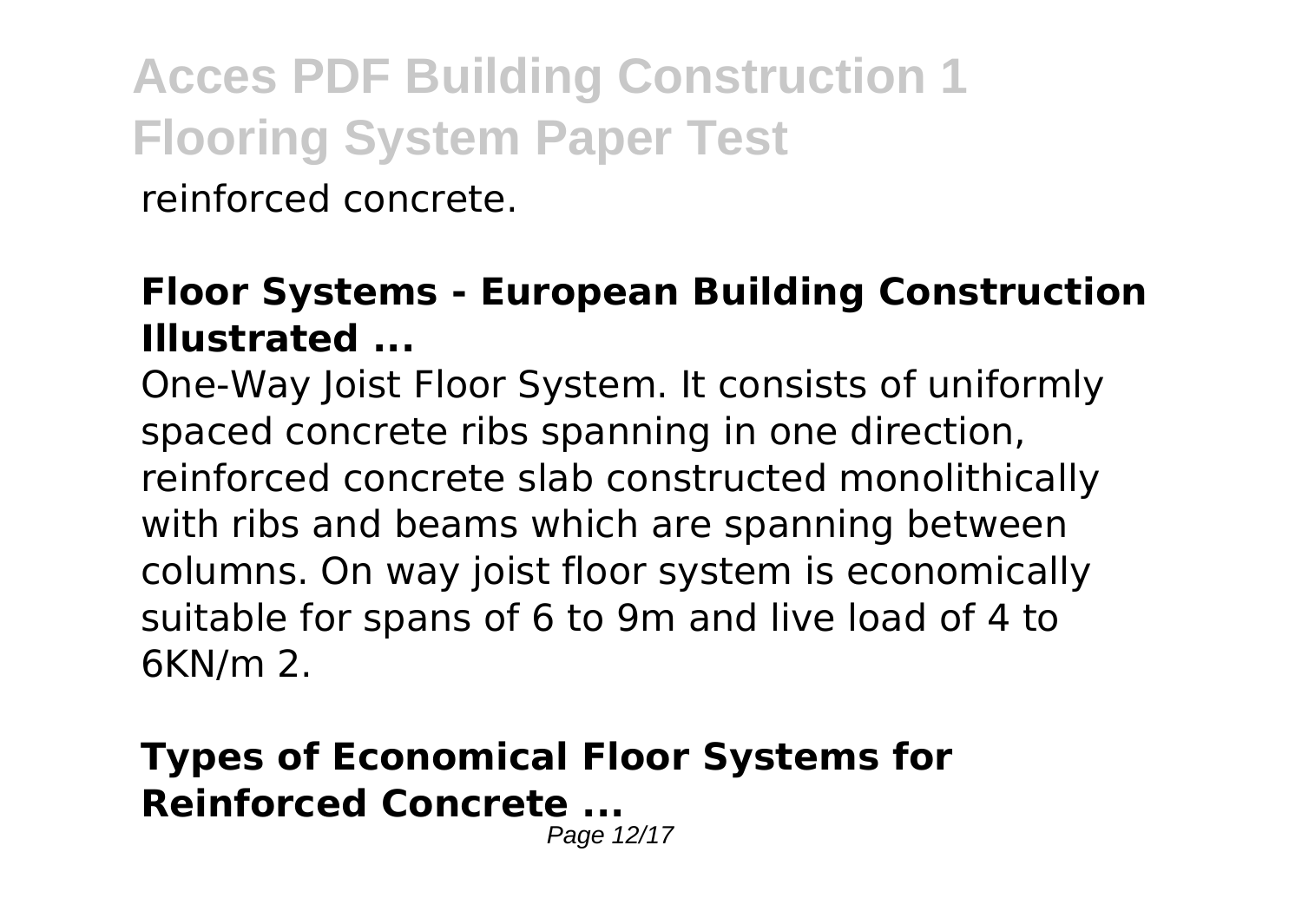reinforced concrete.

## Floor Systems - European Building Construction Illustrated ...

One-Way Joist Floor System. It consists of uniformly spaced concrete ribs spanning in one direction, reinforced concrete slab constructed monolithically with ribs and beams which are spanning between columns. On way joist floor system is economically suitable for spans of 6 to 9m and live load of 4 to 6KN/m 2.

## Types of Economical Floor Systems for Reinforced Concrete ...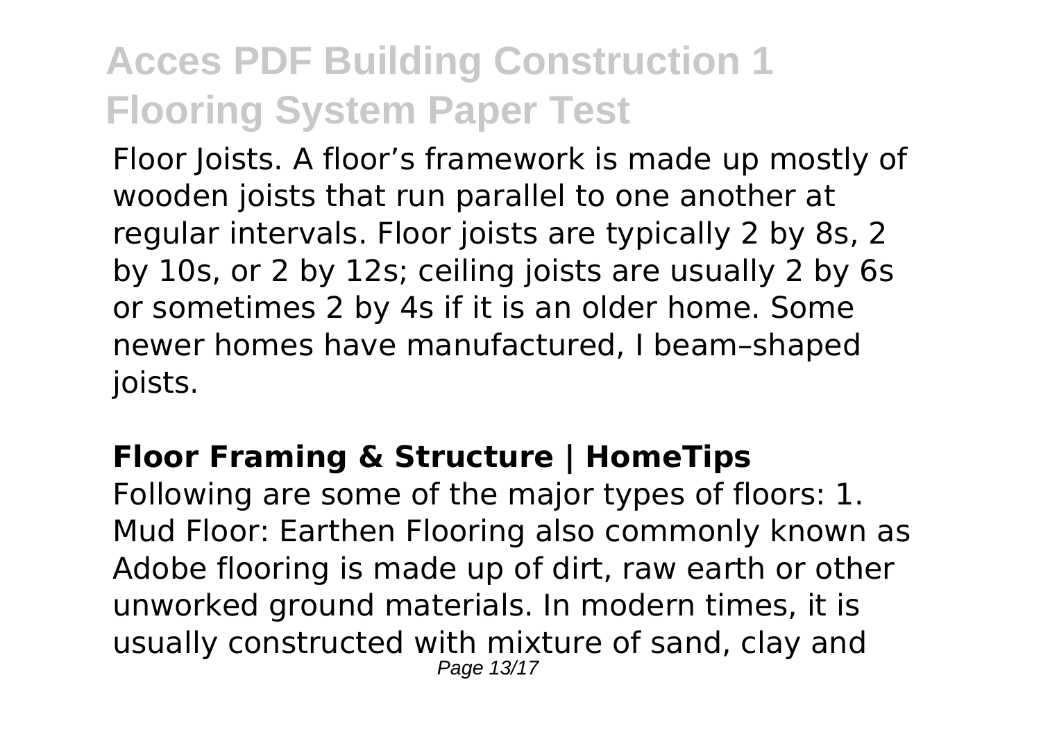Floor Joists. A floor's framework is made up mostly of wooden joists that run parallel to one another at regular intervals. Floor joists are typically 2 by 8s, 2 by 10s, or 2 by 12s; ceiling joists are usually 2 by 6s or sometimes 2 by 4s if it is an older home. Some newer homes have manufactured, I beam–shaped joists.

**Floor Framing & Structure | HomeTips**

Following are some of the major types of floors: 1. Mud Floor: Earthen Flooring also commonly known as Adobe flooring is made up of dirt, raw earth or other unworked ground materials. In modern times, it is usually constructed with mixture of sand, clay and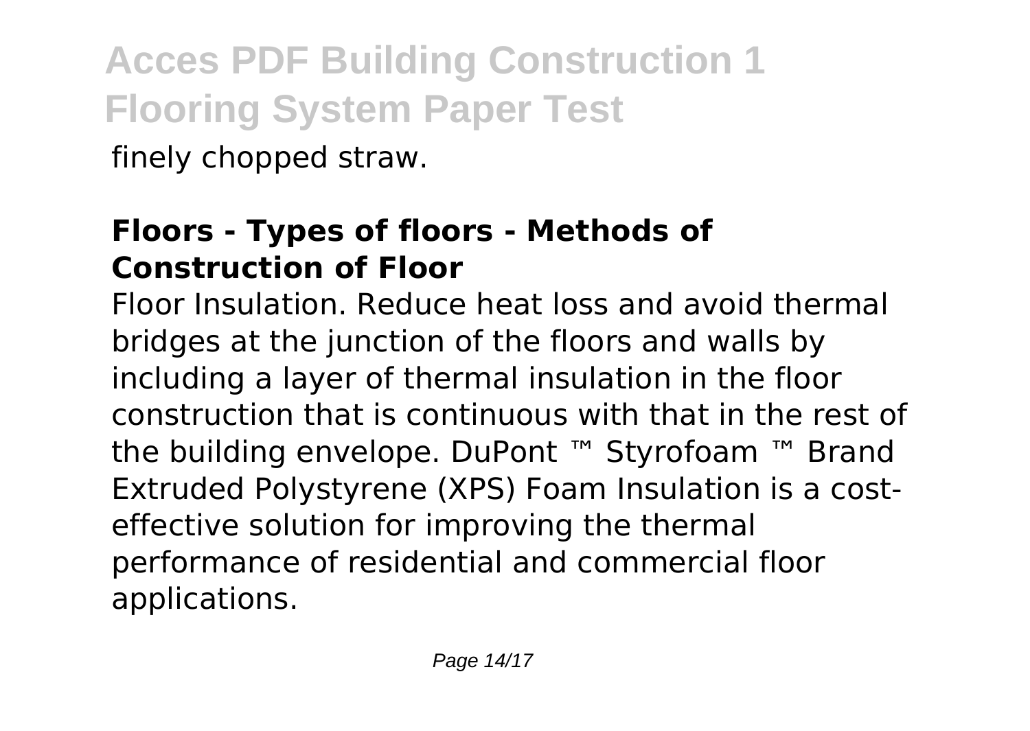finely chopped straw.

## Floors - Types of floors - Methods of Construction of Floor

Floor Insulation. Reduce heat loss and avoid thermal bridges at the junction of the floors and walls by including a layer of thermal insulation in the floor construction that is continuous with that in the rest of the building envelope. DuPont ™ Styrofoam ™ Brand Extruded Polystyrene (XPS) Foam Insulation is a cost-effective solution for improving the thermal performance of residential and commercial floor applications.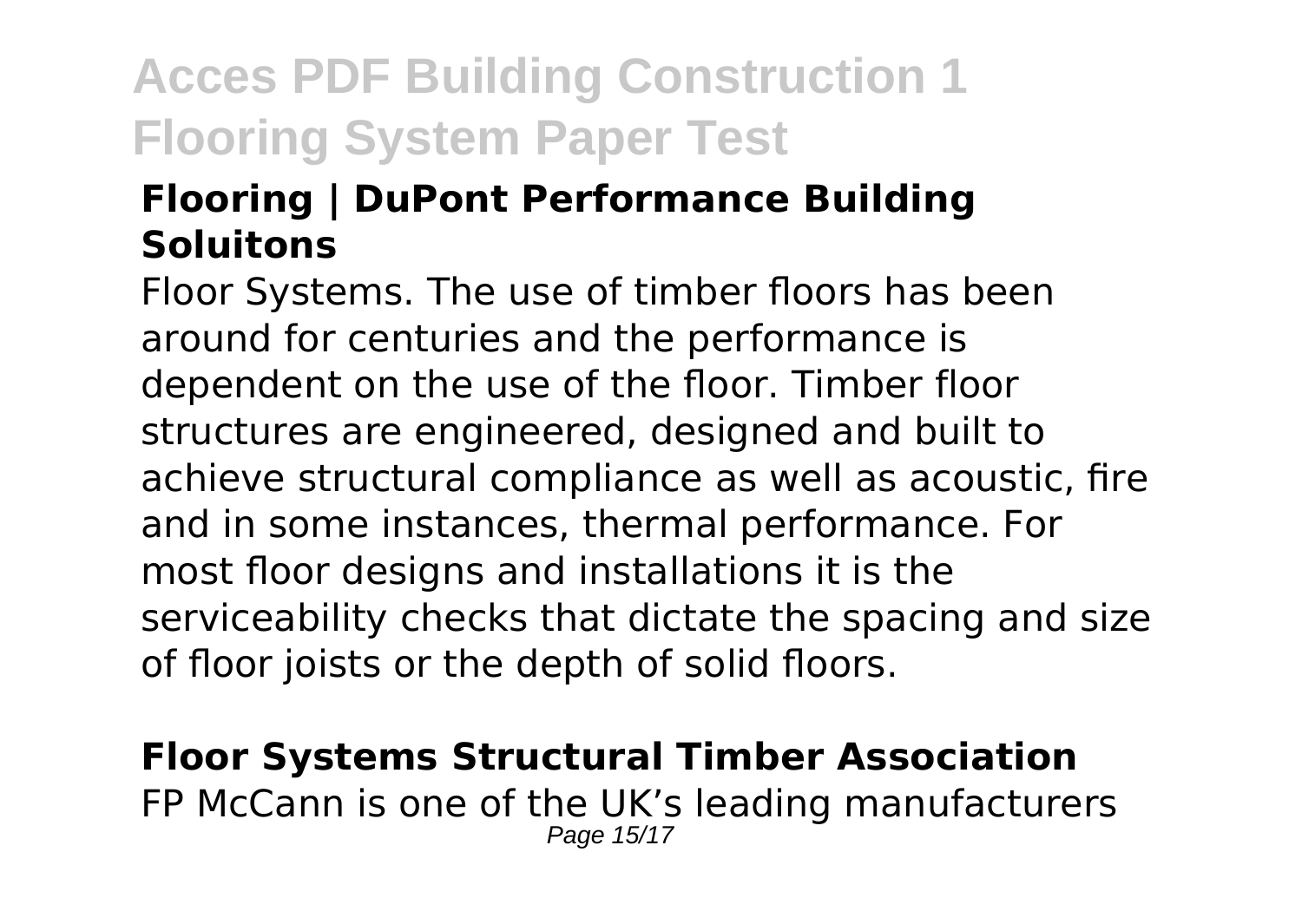### Flooring | DuPont Performance Building Soluitons

Floor Systems. The use of timber floors has been around for centuries and the performance is dependent on the use of the floor. Timber floor structures are engineered, designed and built to achieve structural compliance as well as acoustic, fire and in some instances, thermal performance. For most floor designs and installations it is the serviceability checks that dictate the spacing and size of floor joists or the depth of solid floors.

### Floor Systems Structural Timber Association

FP McCann is one of the UK's leading manufacturers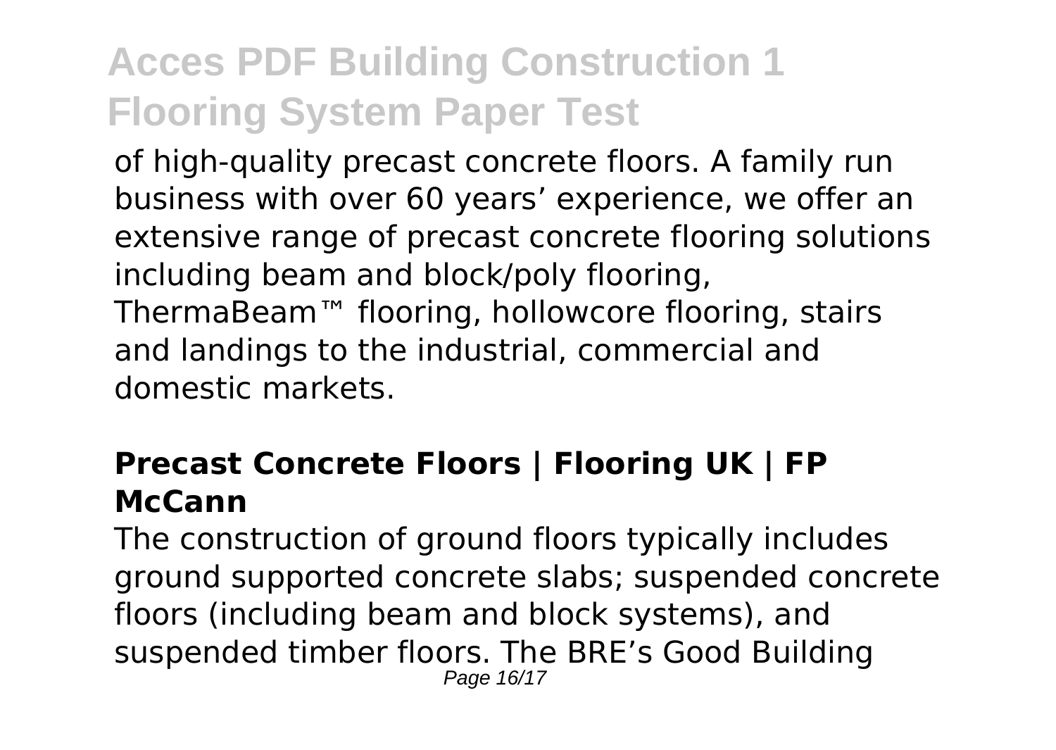of high-quality precast concrete floors. A family run business with over 60 years' experience, we offer an extensive range of precast concrete flooring solutions including beam and block/poly flooring, ThermaBeam™ flooring, hollowcore flooring, stairs and landings to the industrial, commercial and domestic markets.

### **Precast Concrete Floors | Flooring UK | FP McCann**

The construction of ground floors typically includes ground supported concrete slabs; suspended concrete floors (including beam and block systems), and suspended timber floors. The BRE's Good Building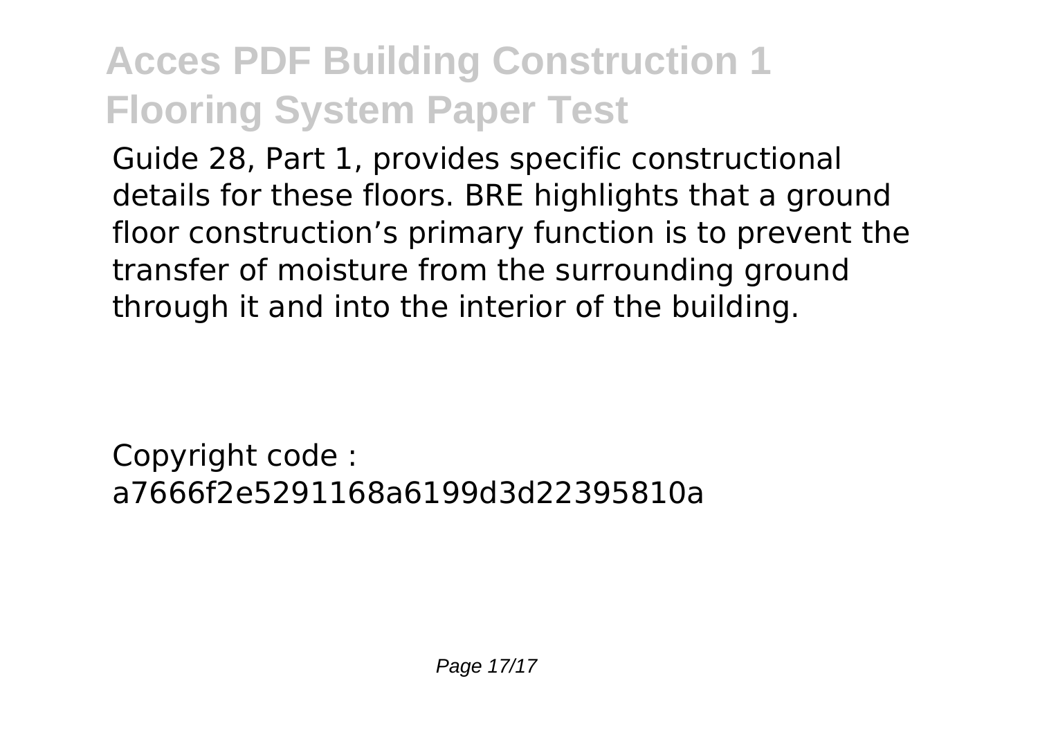Guide 28, Part 1, provides specific constructional details for these floors. BRE highlights that a ground floor construction’s primary function is to prevent the transfer of moisture from the surrounding ground through it and into the interior of the building.

Copyright code : a7666f2e5291168a6199d3d22395810a